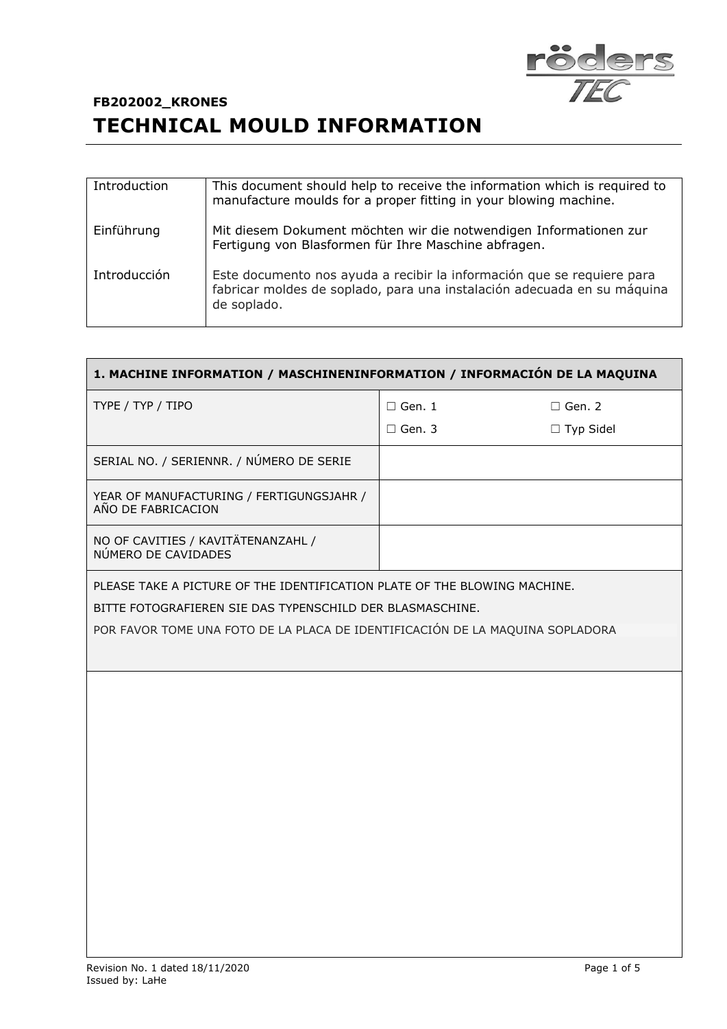**FB202002_KRONES**

# TECHNICAL MOULD INFORMATION

| | |
|---|---|
| Introduction | This document should help to receive the information which is required to manufacture moulds for a proper fitting in your blowing machine. |
| Einführung | Mit diesem Dokument möchten wir die notwendigen Informationen zur Fertigung von Blasformen für Ihre Maschine abfragen. |
| Introducción | Este documento nos ayuda a recibir la información que se requiere para fabricar moldes de soplado, para una instalación adecuada en su máquina de soplado. |

| 1. MACHINE INFORMATION / MASCHINENINFORMATION / INFORMACIÓN DE LA MAQUINA | | |
|---|---|---|
| TYPE / TYP / TIPO | ☐ Gen. 1<br>☐ Gen. 3 | ☐ Gen. 2<br>☐ Typ Sidel |
| SERIAL NO. / SERIENNR. / NÚMERO DE SERIE | | |
| YEAR OF MANUFACTURING / FERTIGUNGSJAHR / AÑO DE FABRICACION | | |
| NO OF CAVITIES / KAVITÄTENANZAHL / NÚMERO DE CAVIDADES | | |

PLEASE TAKE A PICTURE OF THE IDENTIFICATION PLATE OF THE BLOWING MACHINE.

BITTE FOTOGRAFIEREN SIE DAS TYPENSCHILD DER BLASMASCHINE.

POR FAVOR TOME UNA FOTO DE LA PLACA DE IDENTIFICACIÓN DE LA MAQUINA SOPLADORA

Revision No. 1 dated 18/11/2020

Issued by: LaHe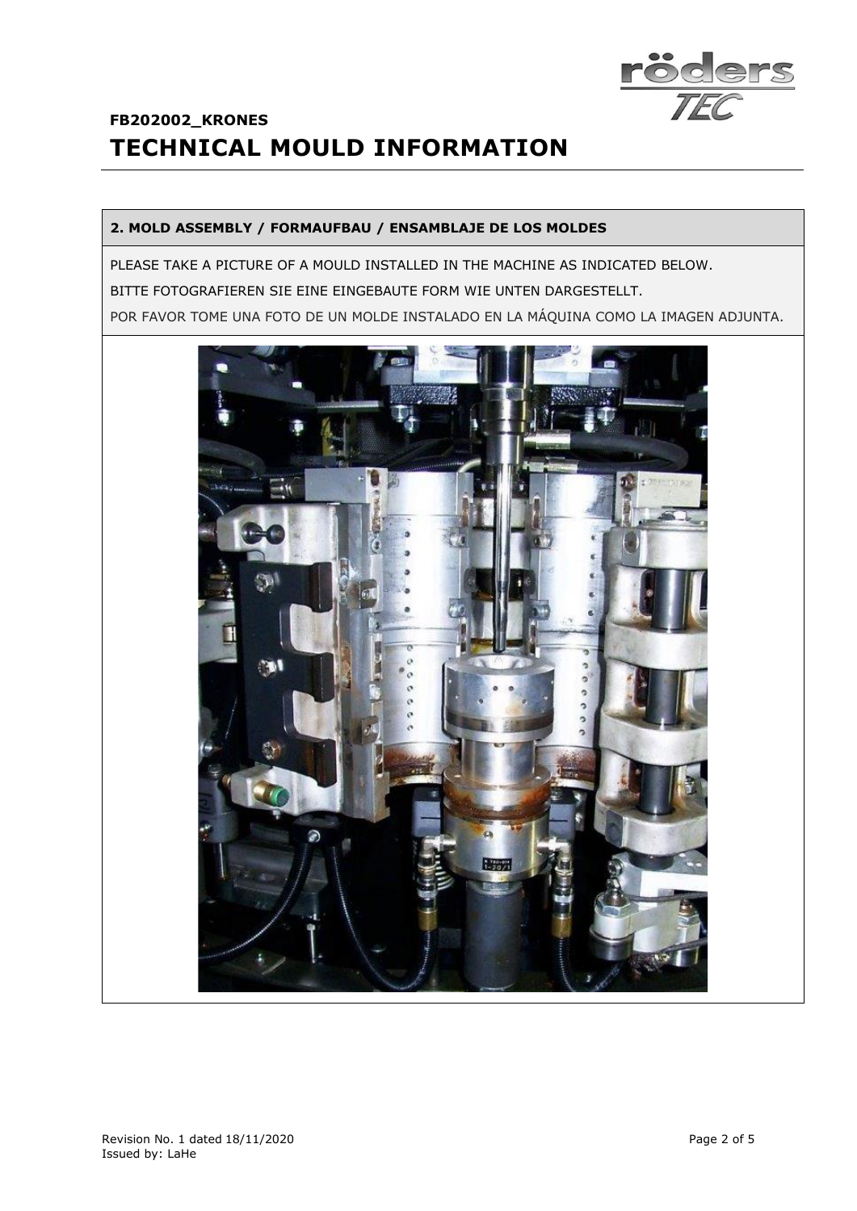## 2. MOLD ASSEMBLY / FORMAUFBAU / ENSAMBLAJE DE LOS MOLDES

PLEASE TAKE A PICTURE OF A MOULD INSTALLED IN THE MACHINE AS INDICATED BELOW.

BITTE FOTOGRAFIEREN SIE EINE EINGEBAUTE FORM WIE UNTEN DARGESTELLT.

POR FAVOR TOME UNA FOTO DE UN MOLDE INSTALADO EN LA MÁQUINA COMO LA IMAGEN ADJUNTA.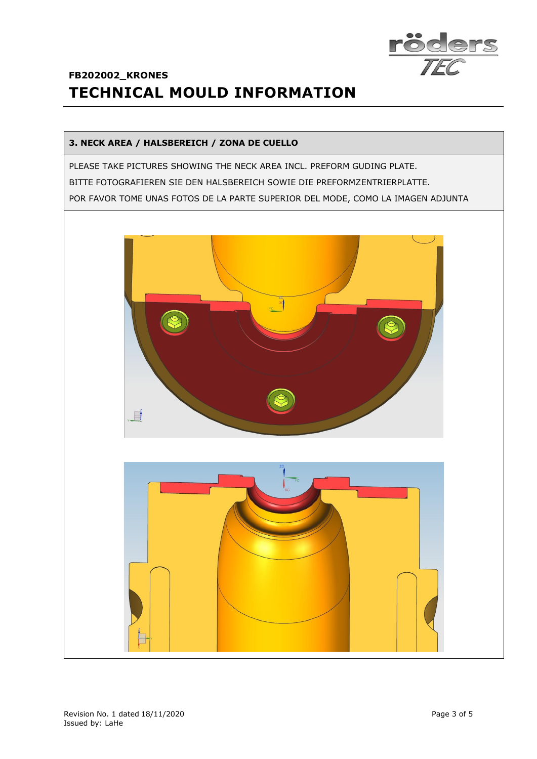## FB202002_KRONES

# TECHNICAL MOULD INFORMATION

### 3. NECK AREA / HALSBEREICH / ZONA DE CUELLO

PLEASE TAKE PICTURES SHOWING THE NECK AREA INCL. PREFORM GUDING PLATE.

BITTE FOTOGRAFIEREN SIE DEN HALSBEREICH SOWIE DIE PREFORMZENTRIERPLATTE.

POR FAVOR TOME UNAS FOTOS DE LA PARTE SUPERIOR DEL MODE, COMO LA IMAGEN ADJUNTA

Revision No. 1 dated 18/11/2020

Issued by: LaHe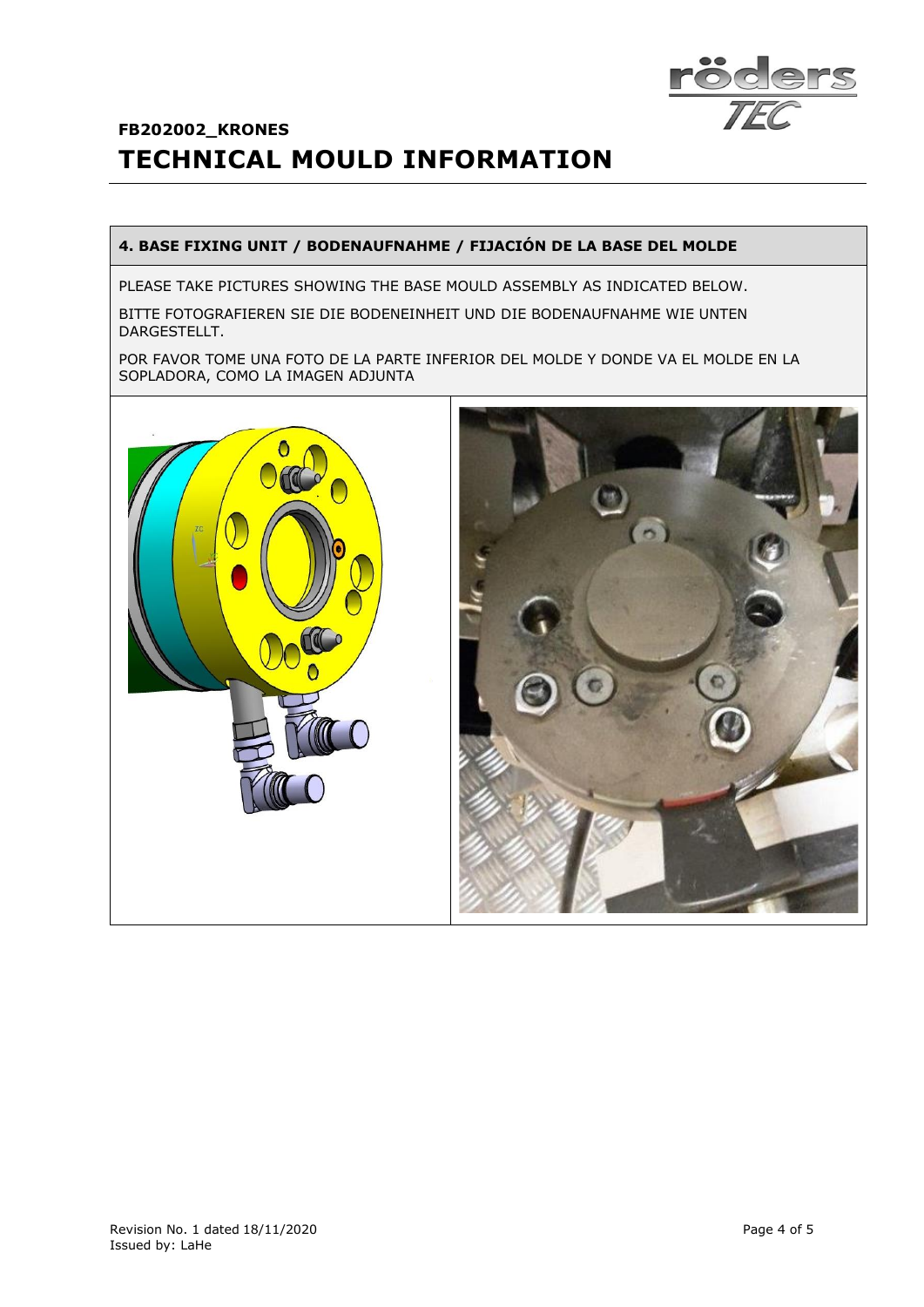## 4. BASE FIXING UNIT / BODENAUFNAHME / FIJACIÓN DE LA BASE DEL MOLDE

PLEASE TAKE PICTURES SHOWING THE BASE MOULD ASSEMBLY AS INDICATED BELOW.

BITTE FOTOGRAFIEREN SIE DIE BODENEINHEIT UND DIE BODENAUFNAHME WIE UNTEN DARGESTELLT.

POR FAVOR TOME UNA FOTO DE LA PARTE INFERIOR DEL MOLDE Y DONDE VA EL MOLDE EN LA SOPLADORA, COMO LA IMAGEN ADJUNTA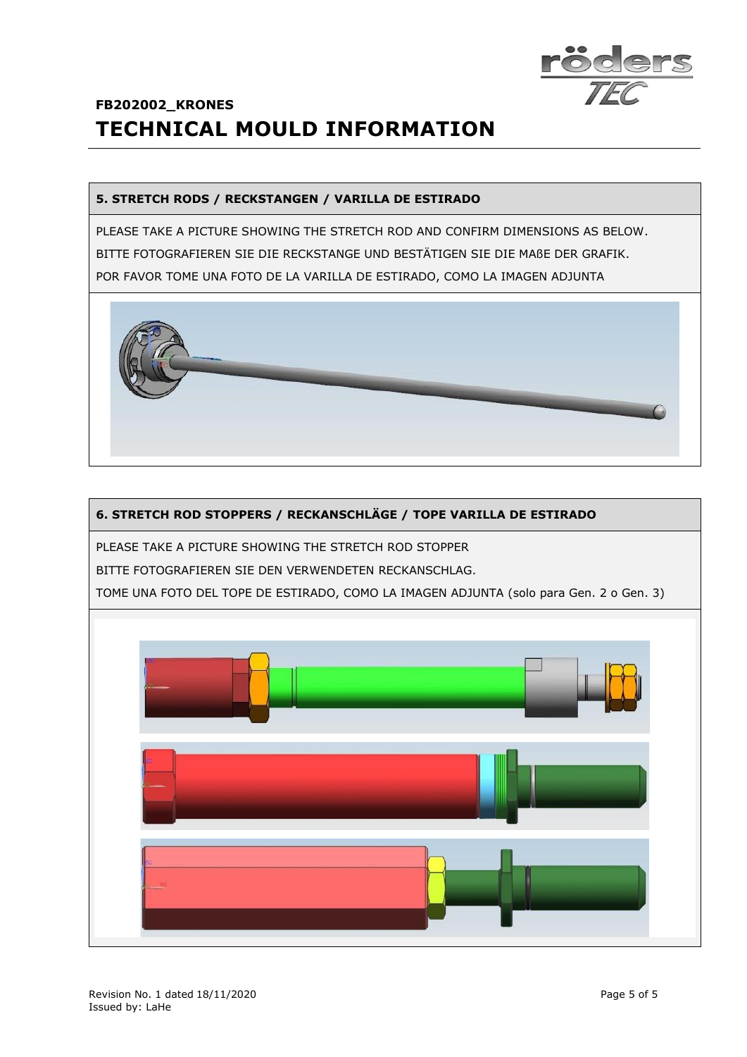# FB202002_KRONES
# TECHNICAL MOULD INFORMATION

## 5. STRETCH RODS / RECKSTANGEN / VARILLA DE ESTIRADO

PLEASE TAKE A PICTURE SHOWING THE STRETCH ROD AND CONFIRM DIMENSIONS AS BELOW.
BITTE FOTOGRAFIEREN SIE DIE RECKSTANGE UND BESTÄTIGEN SIE DIE MAßE DER GRAFIK.
POR FAVOR TOME UNA FOTO DE LA VARILLA DE ESTIRADO, COMO LA IMAGEN ADJUNTA

## 6. STRETCH ROD STOPPERS / RECKANSCHLÄGE / TOPE VARILLA DE ESTIRADO

PLEASE TAKE A PICTURE SHOWING THE STRETCH ROD STOPPER
BITTE FOTOGRAFIEREN SIE DEN VERWENDETEN RECKANSCHLAG.
TOME UNA FOTO DEL TOPE DE ESTIRADO, COMO LA IMAGEN ADJUNTA (solo para Gen. 2 o Gen. 3)

Revision No. 1 dated 18/11/2020
Issued by: LaHe